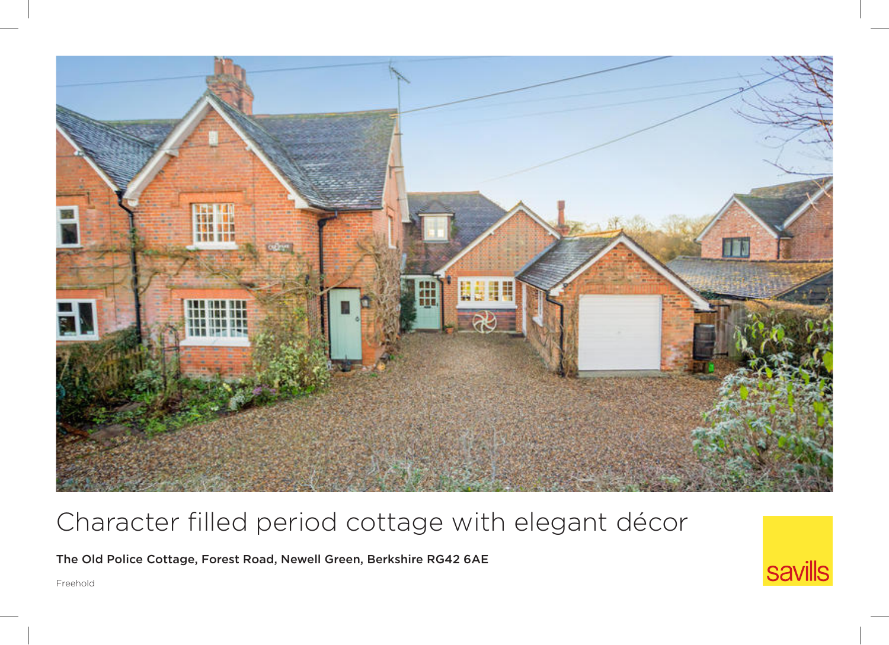# Character filled period cottage with elegant décor

**The Old Police Cottage, Forest Road, Newell Green, Berkshire RG42 6AE**

Freehold

savills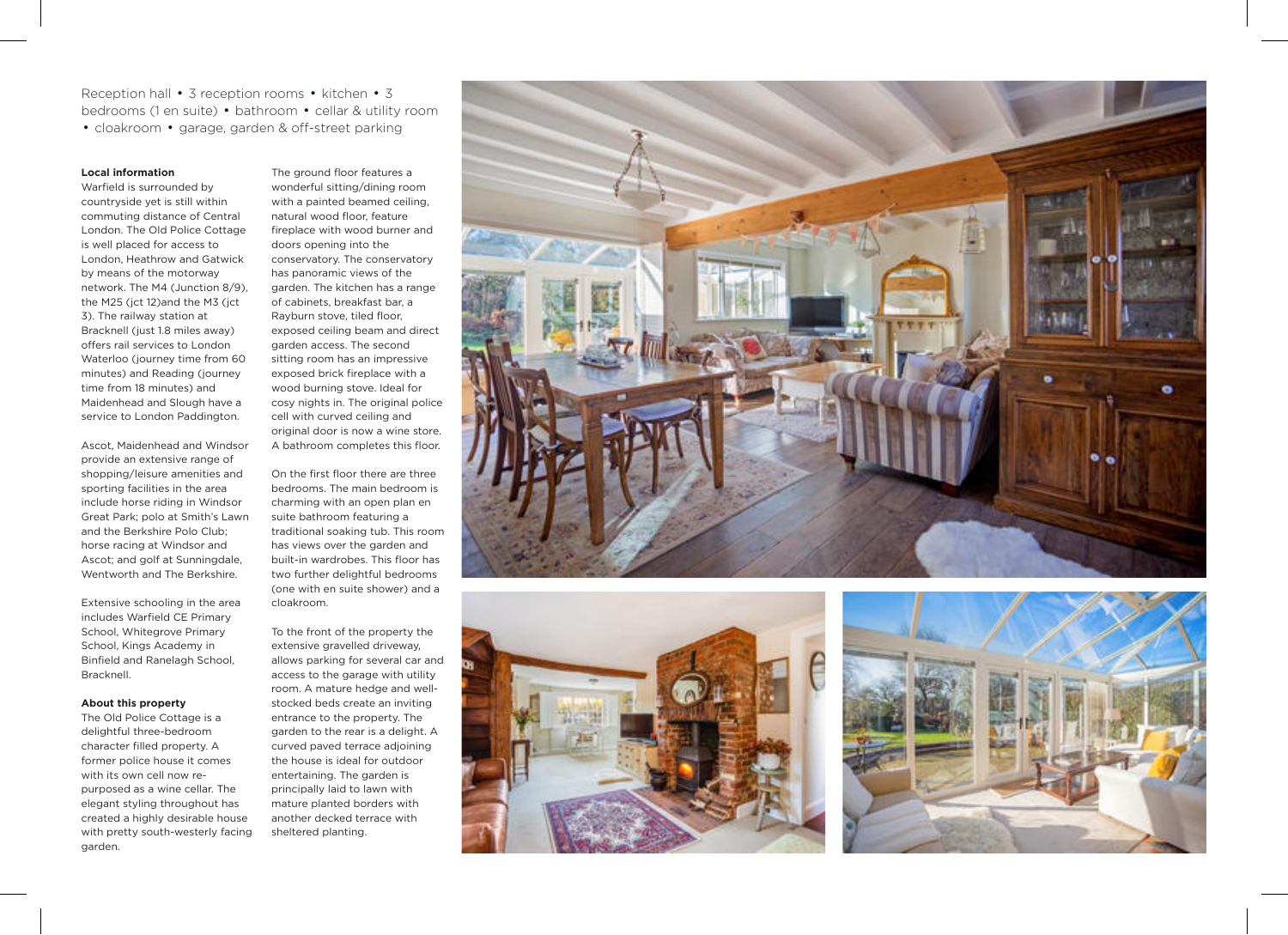Reception hall • 3 reception rooms • kitchen • 3 bedrooms (1 en suite) • bathroom • cellar & utility room • cloakroom • garage, garden & off-street parking

**Local information**
Warfield is surrounded by countryside yet is still within commuting distance of Central London. The Old Police Cottage is well placed for access to London, Heathrow and Gatwick by means of the motorway network. The M4 (Junction 8/9), the M25 (jct 12)and the M3 (jct 3). The railway station at Bracknell (just 1.8 miles away) offers rail services to London Waterloo (journey time from 60 minutes) and Reading (journey time from 18 minutes) and Maidenhead and Slough have a service to London Paddington.

Ascot, Maidenhead and Windsor provide an extensive range of shopping/leisure amenities and sporting facilities in the area include horse riding in Windsor Great Park; polo at Smith's Lawn and the Berkshire Polo Club; horse racing at Windsor and Ascot; and golf at Sunningdale, Wentworth and The Berkshire.

Extensive schooling in the area includes Warfield CE Primary School, Whitegrove Primary School, Kings Academy in Binfield and Ranelagh School, Bracknell.

**About this property**
The Old Police Cottage is a delightful three-bedroom character filled property. A former police house it comes with its own cell now re-purposed as a wine cellar. The elegant styling throughout has created a highly desirable house with pretty south-westerly facing garden.

The ground floor features a wonderful sitting/dining room with a painted beamed ceiling, natural wood floor, feature fireplace with wood burner and doors opening into the conservatory. The conservatory has panoramic views of the garden. The kitchen has a range of cabinets, breakfast bar, a Rayburn stove, tiled floor, exposed ceiling beam and direct garden access. The second sitting room has an impressive exposed brick fireplace with a wood burning stove. Ideal for cosy nights in. The original police cell with curved ceiling and original door is now a wine store. A bathroom completes this floor.

On the first floor there are three bedrooms. The main bedroom is charming with an open plan en suite bathroom featuring a traditional soaking tub. This room has views over the garden and built-in wardrobes. This floor has two further delightful bedrooms (one with en suite shower) and a cloakroom.

To the front of the property the extensive gravelled driveway, allows parking for several car and access to the garage with utility room. A mature hedge and well-stocked beds create an inviting entrance to the property. The garden to the rear is a delight. A curved paved terrace adjoining the house is ideal for outdoor entertaining. The garden is principally laid to lawn with mature planted borders with another decked terrace with sheltered planting.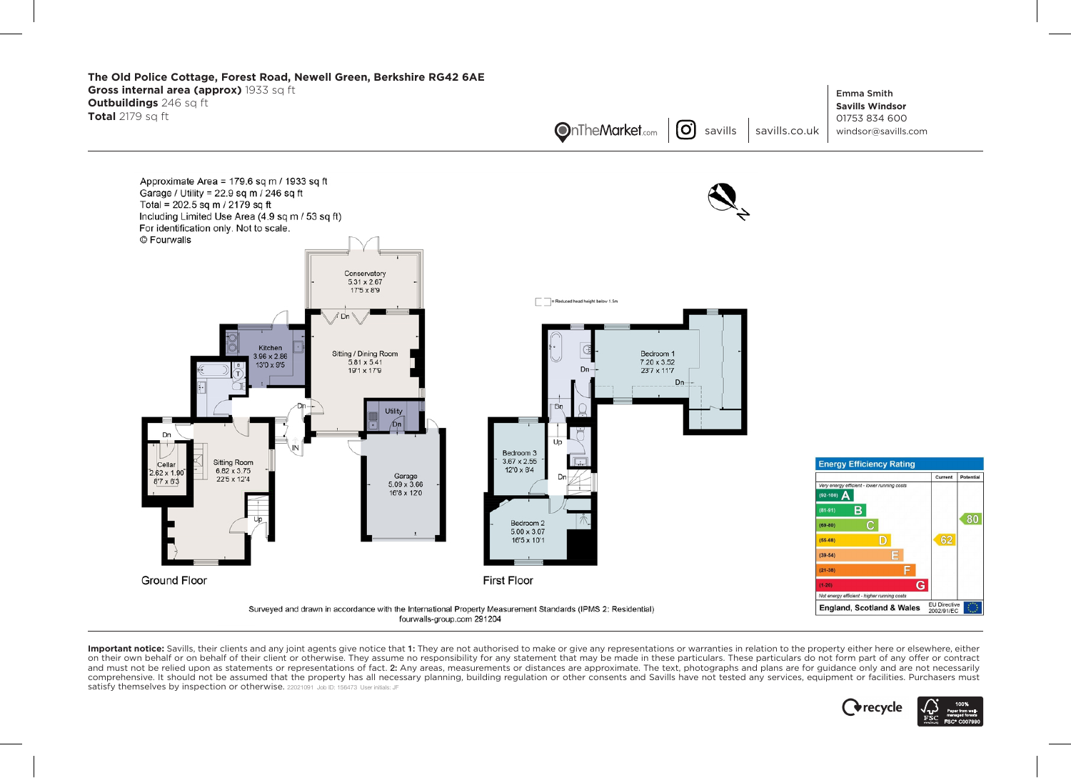**The Old Police Cottage, Forest Road, Newell Green, Berkshire RG42 6AE**
**Gross internal area (approx)** 1933 sq ft
**Outbuildings** 246 sq ft
**Total** 2179 sq ft

OnTheMarket.com | savills | savills.co.uk

Emma Smith
**Savills Windsor**
01753 834 600
windsor@savills.com

Approximate Area = 179.6 sq m / 1933 sq ft
Garage / Utility = 22.9 sq m / 246 sq ft
Total = 202.5 sq m / 2179 sq ft
Including Limited Use Area (4.9 sq m / 53 sq ft)
For identification only. Not to scale.
© Fourwalls

= Reduced head height below 1.5m

Conservatory
5.31 x 2.67
17'5 x 8'9

Kitchen
3.96 x 2.86
13'0 x 9'5

Sitting / Dining Room
5.81 x 5.41
19'1 x 17'9

Utility

Cellar
2.62 x 1.90
8'7 x 6'3

Sitting Room
6.82 x 3.75
22'5 x 12'4

Garage
5.09 x 3.66
16'8 x 12'0

Ground Floor

Bedroom 1
7.20 x 3.52
23'7 x 11'7

Bedroom 3
3.67 x 2.55
12'0 x 8'4

Bedroom 2
5.00 x 3.07
16'5 x 10'1

First Floor

Surveyed and drawn in accordance with the International Property Measurement Standards (IPMS 2: Residential)
fourwalls-group.com 291204

Energy Efficiency Rating

Current: 62
Potential: 80

Very energy efficient - lower running costs
(92-100) A
(81-91) B
(69-80) C
(55-68) D
(39-54) E
(21-38) F
(1-20) G
Not energy efficient - higher running costs

England, Scotland & Wales — EU Directive 2002/91/EC

**Important notice:** Savills, their clients and any joint agents give notice that **1:** They are not authorised to make or give any representations or warranties in relation to the property either here or elsewhere, either on their own behalf or on behalf of their client or otherwise. They assume no responsibility for any statement that may be made in these particulars. These particulars do not form part of any offer or contract and must not be relied upon as statements or representations of fact. **2:** Any areas, measurements or distances are approximate. The text, photographs and plans are for guidance only and are not necessarily comprehensive. It should not be assumed that the property has all necessary planning, building regulation or other consents and Savills have not tested any services, equipment or facilities. Purchasers must satisfy themselves by inspection or otherwise. 22021091 Job ID: 156473 User initials: JF

recycle

100% Paper from well-managed forests FSC® C007990